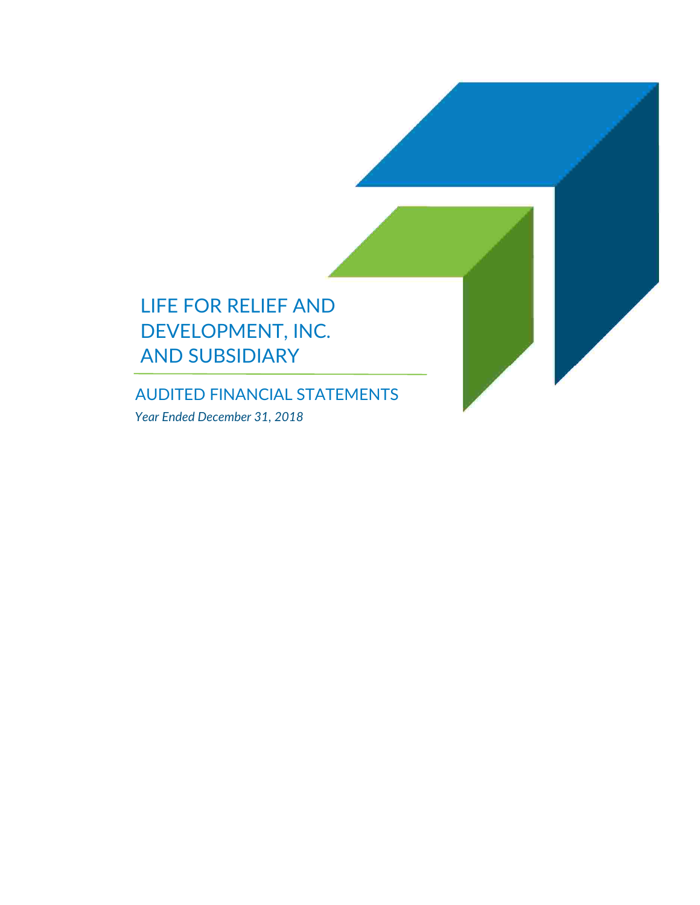# LIFE FOR RELIEF AND DEVELOPMENT, INC. AND SUBSIDIARY

## AUDITED FINANCIAL STATEMENTS

*Year Ended December 31, 2018*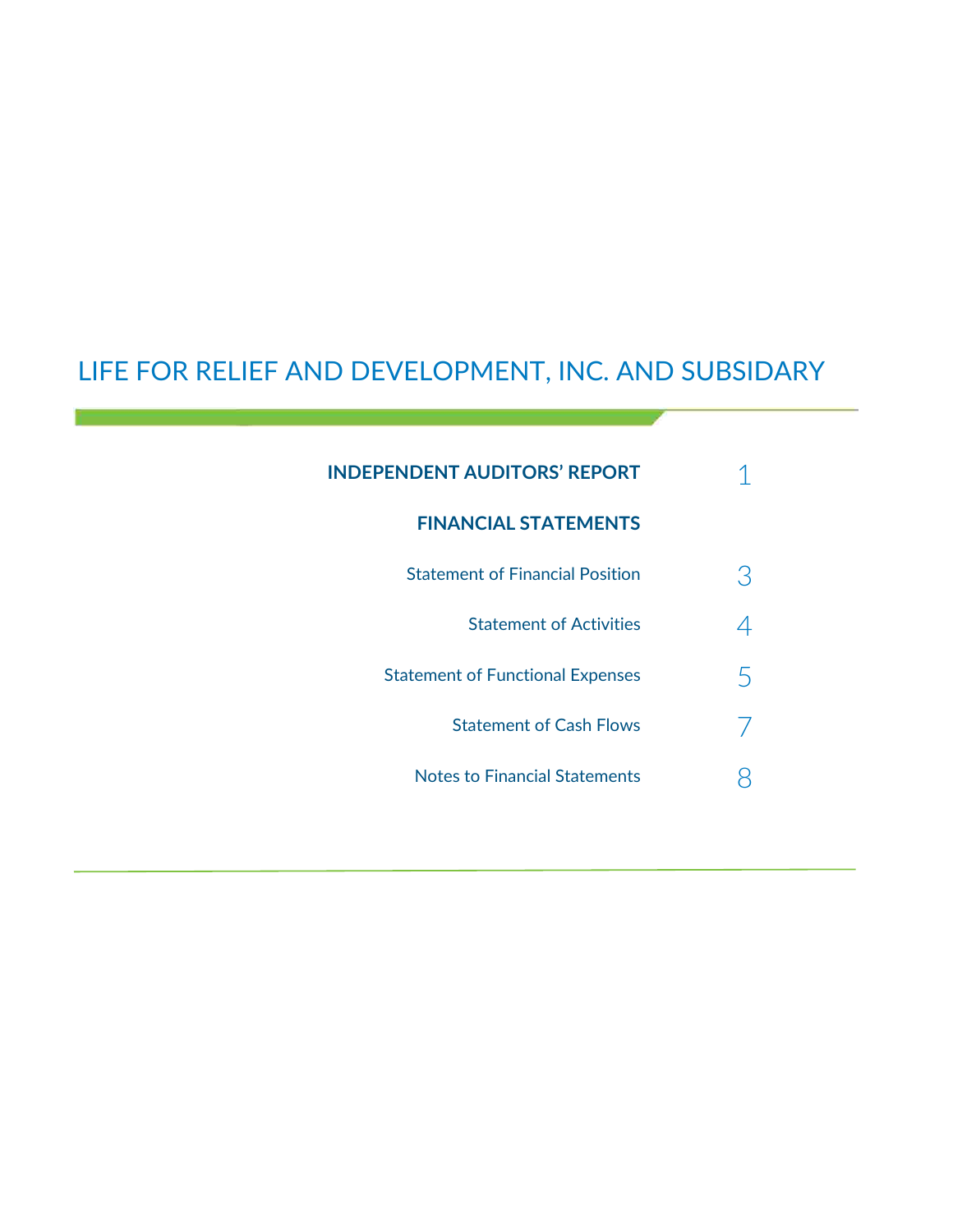# LIFE FOR RELIEF AND DEVELOPMENT, INC. AND SUBSIDARY

| | |
|---|---|
| **INDEPENDENT AUDITORS' REPORT** | 1 |
| **FINANCIAL STATEMENTS** | |
| Statement of Financial Position | 3 |
| Statement of Activities | 4 |
| Statement of Functional Expenses | 5 |
| Statement of Cash Flows | 7 |
| Notes to Financial Statements | 8 |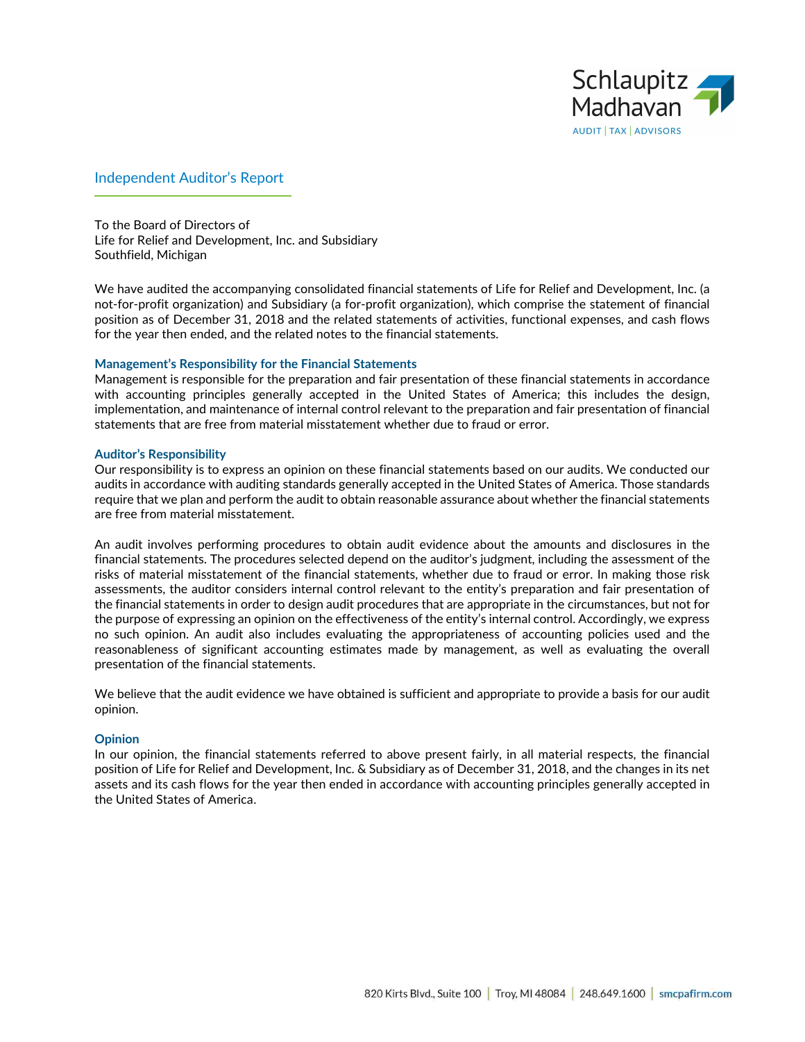## Independent Auditor's Report

To the Board of Directors of
Life for Relief and Development, Inc. and Subsidiary
Southfield, Michigan

We have audited the accompanying consolidated financial statements of Life for Relief and Development, Inc. (a not-for-profit organization) and Subsidiary (a for-profit organization), which comprise the statement of financial position as of December 31, 2018 and the related statements of activities, functional expenses, and cash flows for the year then ended, and the related notes to the financial statements.

### Management's Responsibility for the Financial Statements

Management is responsible for the preparation and fair presentation of these financial statements in accordance with accounting principles generally accepted in the United States of America; this includes the design, implementation, and maintenance of internal control relevant to the preparation and fair presentation of financial statements that are free from material misstatement whether due to fraud or error.

### Auditor's Responsibility

Our responsibility is to express an opinion on these financial statements based on our audits. We conducted our audits in accordance with auditing standards generally accepted in the United States of America. Those standards require that we plan and perform the audit to obtain reasonable assurance about whether the financial statements are free from material misstatement.

An audit involves performing procedures to obtain audit evidence about the amounts and disclosures in the financial statements. The procedures selected depend on the auditor's judgment, including the assessment of the risks of material misstatement of the financial statements, whether due to fraud or error. In making those risk assessments, the auditor considers internal control relevant to the entity's preparation and fair presentation of the financial statements in order to design audit procedures that are appropriate in the circumstances, but not for the purpose of expressing an opinion on the effectiveness of the entity's internal control. Accordingly, we express no such opinion. An audit also includes evaluating the appropriateness of accounting policies used and the reasonableness of significant accounting estimates made by management, as well as evaluating the overall presentation of the financial statements.

We believe that the audit evidence we have obtained is sufficient and appropriate to provide a basis for our audit opinion.

### Opinion

In our opinion, the financial statements referred to above present fairly, in all material respects, the financial position of Life for Relief and Development, Inc. & Subsidiary as of December 31, 2018, and the changes in its net assets and its cash flows for the year then ended in accordance with accounting principles generally accepted in the United States of America.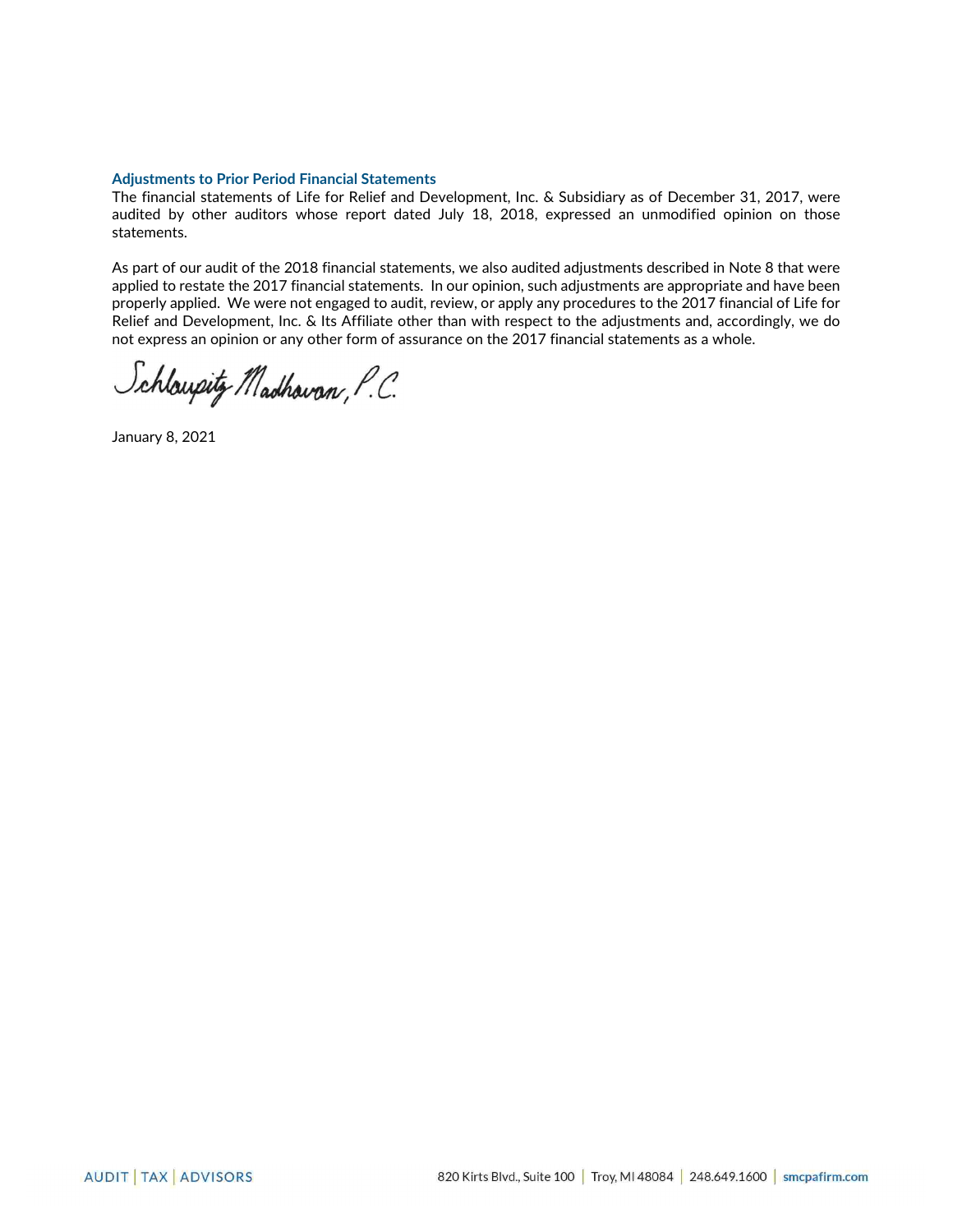### Adjustments to Prior Period Financial Statements

The financial statements of Life for Relief and Development, Inc. & Subsidiary as of December 31, 2017, were audited by other auditors whose report dated July 18, 2018, expressed an unmodified opinion on those statements.

As part of our audit of the 2018 financial statements, we also audited adjustments described in Note 8 that were applied to restate the 2017 financial statements. In our opinion, such adjustments are appropriate and have been properly applied. We were not engaged to audit, review, or apply any procedures to the 2017 financial of Life for Relief and Development, Inc. & Its Affiliate other than with respect to the adjustments and, accordingly, we do not express an opinion or any other form of assurance on the 2017 financial statements as a whole.

Schlaupitz Madhavan, P.C.

January 8, 2021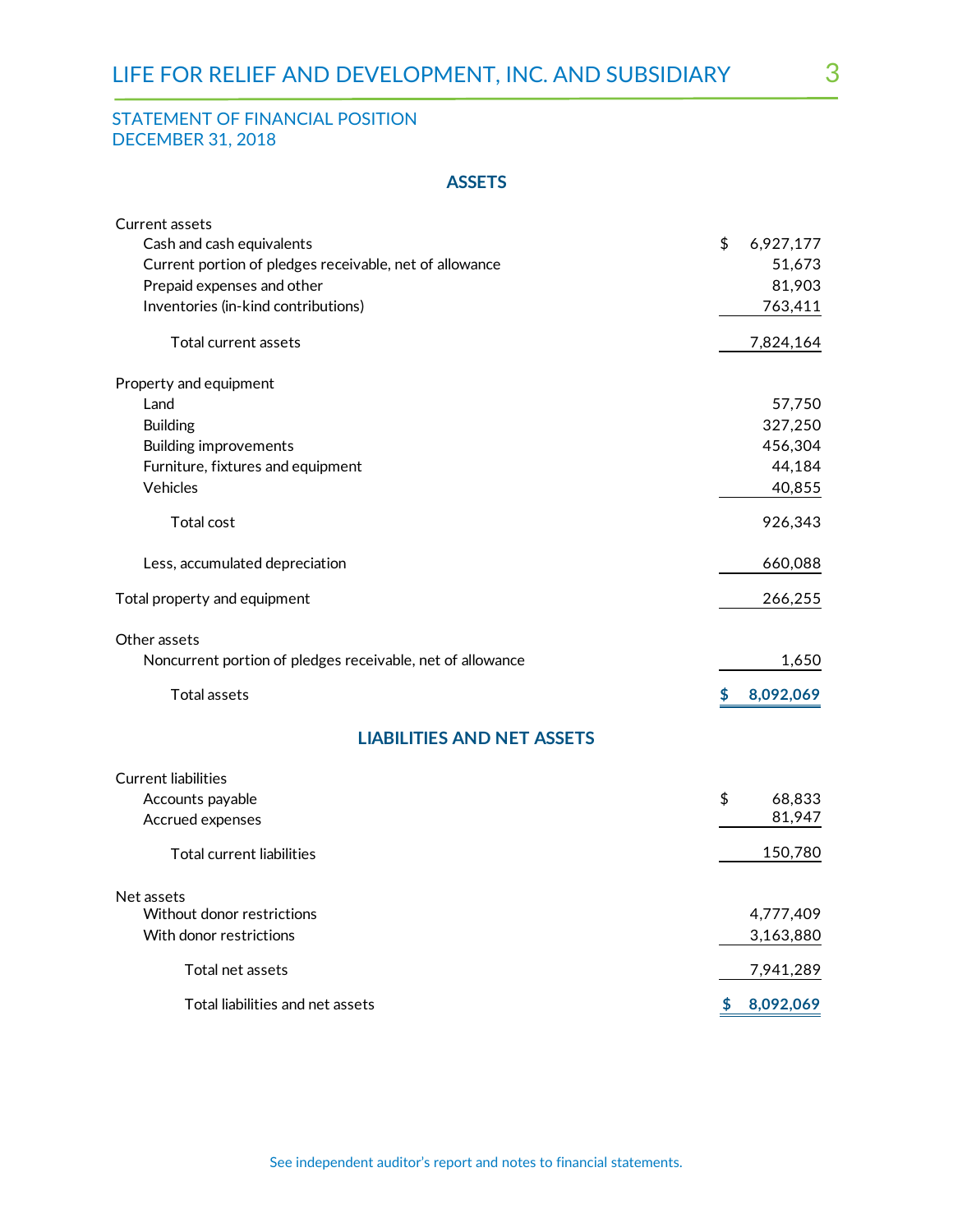## STATEMENT OF FINANCIAL POSITION
## DECEMBER 31, 2018

### ASSETS

| | |
|---|---|
| Current assets | |
| Cash and cash equivalents | $ 6,927,177 |
| Current portion of pledges receivable, net of allowance | 51,673 |
| Prepaid expenses and other | 81,903 |
| Inventories (in-kind contributions) | 763,411 |
| Total current assets | 7,824,164 |
| Property and equipment | |
| Land | 57,750 |
| Building | 327,250 |
| Building improvements | 456,304 |
| Furniture, fixtures and equipment | 44,184 |
| Vehicles | 40,855 |
| Total cost | 926,343 |
| Less, accumulated depreciation | 660,088 |
| Total property and equipment | 266,255 |
| Other assets | |
| Noncurrent portion of pledges receivable, net of allowance | 1,650 |
| Total assets | **$ 8,092,069** |

### LIABILITIES AND NET ASSETS

| | |
|---|---|
| Current liabilities | |
| Accounts payable | $ 68,833 |
| Accrued expenses | 81,947 |
| Total current liabilities | 150,780 |
| Net assets | |
| Without donor restrictions | 4,777,409 |
| With donor restrictions | 3,163,880 |
| Total net assets | 7,941,289 |
| Total liabilities and net assets | **$ 8,092,069** |

See independent auditor's report and notes to financial statements.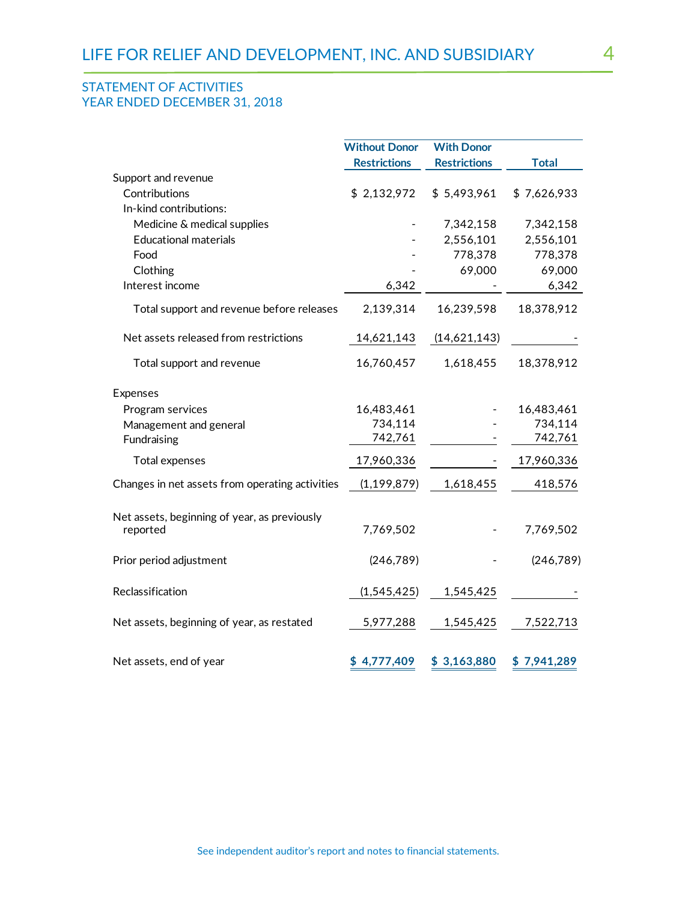## STATEMENT OF ACTIVITIES
## YEAR ENDED DECEMBER 31, 2018

| | Without Donor Restrictions | With Donor Restrictions | Total |
|---|---|---|---|
| Support and revenue | | | |
| Contributions | $ 2,132,972 | $ 5,493,961 | $ 7,626,933 |
| In-kind contributions: | | | |
| Medicine & medical supplies | - | 7,342,158 | 7,342,158 |
| Educational materials | - | 2,556,101 | 2,556,101 |
| Food | - | 778,378 | 778,378 |
| Clothing | - | 69,000 | 69,000 |
| Interest income | 6,342 | - | 6,342 |
| Total support and revenue before releases | 2,139,314 | 16,239,598 | 18,378,912 |
| Net assets released from restrictions | 14,621,143 | (14,621,143) | - |
| Total support and revenue | 16,760,457 | 1,618,455 | 18,378,912 |
| Expenses | | | |
| Program services | 16,483,461 | - | 16,483,461 |
| Management and general | 734,114 | - | 734,114 |
| Fundraising | 742,761 | - | 742,761 |
| Total expenses | 17,960,336 | - | 17,960,336 |
| Changes in net assets from operating activities | (1,199,879) | 1,618,455 | 418,576 |
| Net assets, beginning of year, as previously reported | 7,769,502 | - | 7,769,502 |
| Prior period adjustment | (246,789) | - | (246,789) |
| Reclassification | (1,545,425) | 1,545,425 | - |
| Net assets, beginning of year, as restated | 5,977,288 | 1,545,425 | 7,522,713 |
| Net assets, end of year | $ 4,777,409 | $ 3,163,880 | $ 7,941,289 |

See independent auditor's report and notes to financial statements.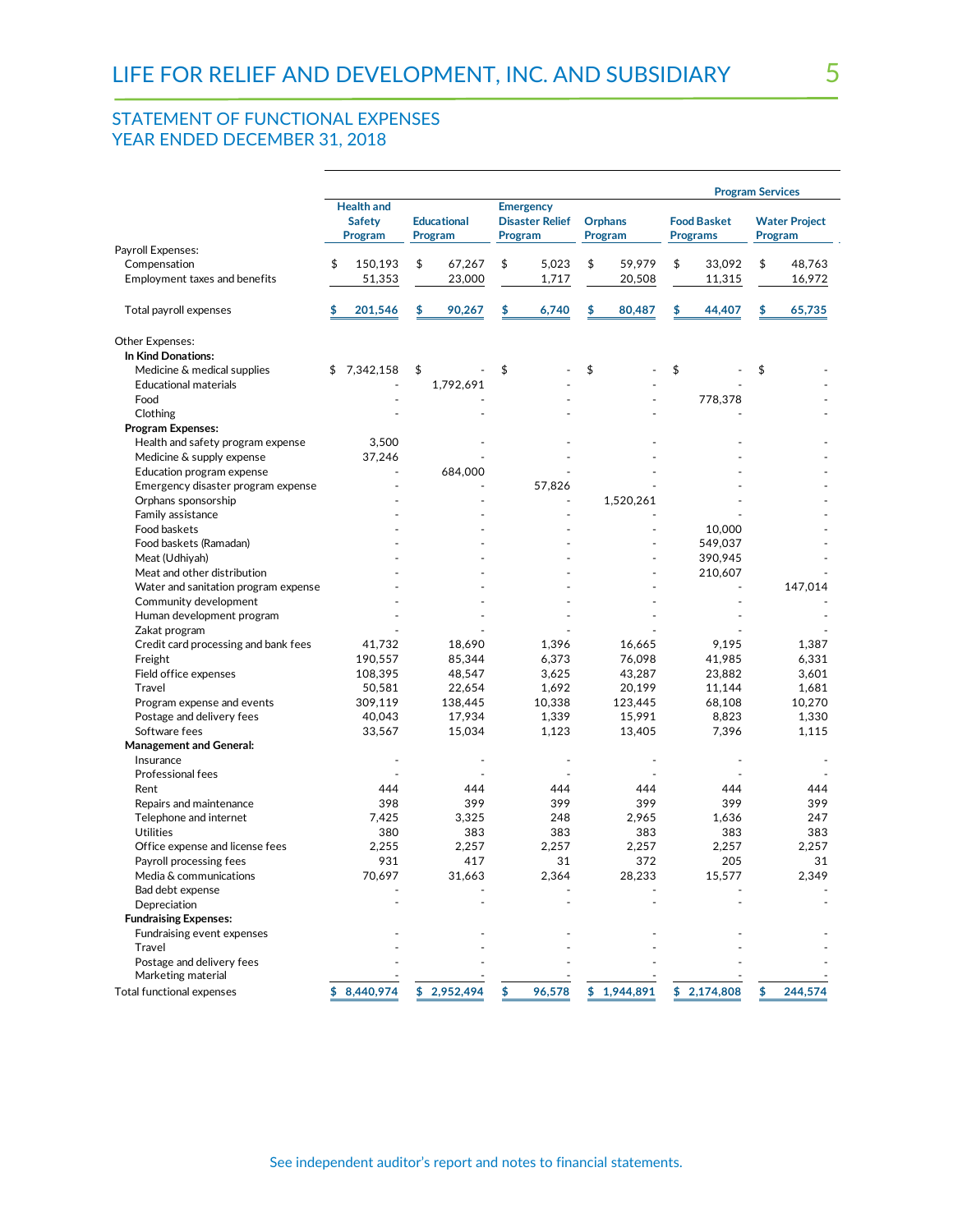## STATEMENT OF FUNCTIONAL EXPENSES
## YEAR ENDED DECEMBER 31, 2018

| | Program Services | | | | | |
|---|---|---|---|---|---|---|
| | Health and Safety Program | Educational Program | Emergency Disaster Relief Program | Orphans Program | Food Basket Programs | Water Project Program |
| **Payroll Expenses:** | | | | | | |
| Compensation | $ 150,193 | $ 67,267 | $ 5,023 | $ 59,979 | $ 33,092 | $ 48,763 |
| Employment taxes and benefits | 51,353 | 23,000 | 1,717 | 20,508 | 11,315 | 16,972 |
| Total payroll expenses | $ 201,546 | $ 90,267 | $ 6,740 | $ 80,487 | $ 44,407 | $ 65,735 |
| **Other Expenses:** | | | | | | |
| **In Kind Donations:** | | | | | | |
| Medicine & medical supplies | $ 7,342,158 | $ - | $ - | $ - | $ - | $ - |
| Educational materials | - | 1,792,691 | - | - | - | - |
| Food | - | - | - | - | 778,378 | - |
| Clothing | - | - | - | - | - | - |
| **Program Expenses:** | | | | | | |
| Health and safety program expense | 3,500 | - | - | - | - | - |
| Medicine & supply expense | 37,246 | - | - | - | - | - |
| Education program expense | - | 684,000 | - | - | - | - |
| Emergency disaster program expense | - | - | 57,826 | - | - | - |
| Orphans sponsorship | - | - | - | 1,520,261 | - | - |
| Family assistance | - | - | - | - | - | - |
| Food baskets | - | - | - | - | 10,000 | - |
| Food baskets (Ramadan) | - | - | - | - | 549,037 | - |
| Meat (Udhiyah) | - | - | - | - | 390,945 | - |
| Meat and other distribution | - | - | - | - | 210,607 | - |
| Water and sanitation program expense | - | - | - | - | - | 147,014 |
| Community development | - | - | - | - | - | - |
| Human development program | - | - | - | - | - | - |
| Zakat program | - | - | - | - | - | - |
| Credit card processing and bank fees | 41,732 | 18,690 | 1,396 | 16,665 | 9,195 | 1,387 |
| Freight | 190,557 | 85,344 | 6,373 | 76,098 | 41,985 | 6,331 |
| Field office expenses | 108,395 | 48,547 | 3,625 | 43,287 | 23,882 | 3,601 |
| Travel | 50,581 | 22,654 | 1,692 | 20,199 | 11,144 | 1,681 |
| Program expense and events | 309,119 | 138,445 | 10,338 | 123,445 | 68,108 | 10,270 |
| Postage and delivery fees | 40,043 | 17,934 | 1,339 | 15,991 | 8,823 | 1,330 |
| Software fees | 33,567 | 15,034 | 1,123 | 13,405 | 7,396 | 1,115 |
| **Management and General:** | | | | | | |
| Insurance | - | - | - | - | - | - |
| Professional fees | - | - | - | - | - | - |
| Rent | 444 | 444 | 444 | 444 | 444 | 444 |
| Repairs and maintenance | 398 | 399 | 399 | 399 | 399 | 399 |
| Telephone and internet | 7,425 | 3,325 | 248 | 2,965 | 1,636 | 247 |
| Utilities | 380 | 383 | 383 | 383 | 383 | 383 |
| Office expense and license fees | 2,255 | 2,257 | 2,257 | 2,257 | 2,257 | 2,257 |
| Payroll processing fees | 931 | 417 | 31 | 372 | 205 | 31 |
| Media & communications | 70,697 | 31,663 | 2,364 | 28,233 | 15,577 | 2,349 |
| Bad debt expense | - | - | - | - | - | - |
| Depreciation | - | - | - | - | - | - |
| **Fundraising Expenses:** | | | | | | |
| Fundraising event expenses | - | - | - | - | - | - |
| Travel | - | - | - | - | - | - |
| Postage and delivery fees | - | - | - | - | - | - |
| Marketing material | - | - | - | - | - | - |
| Total functional expenses | $ 8,440,974 | $ 2,952,494 | $ 96,578 | $ 1,944,891 | $ 2,174,808 | $ 244,574 |

See independent auditor's report and notes to financial statements.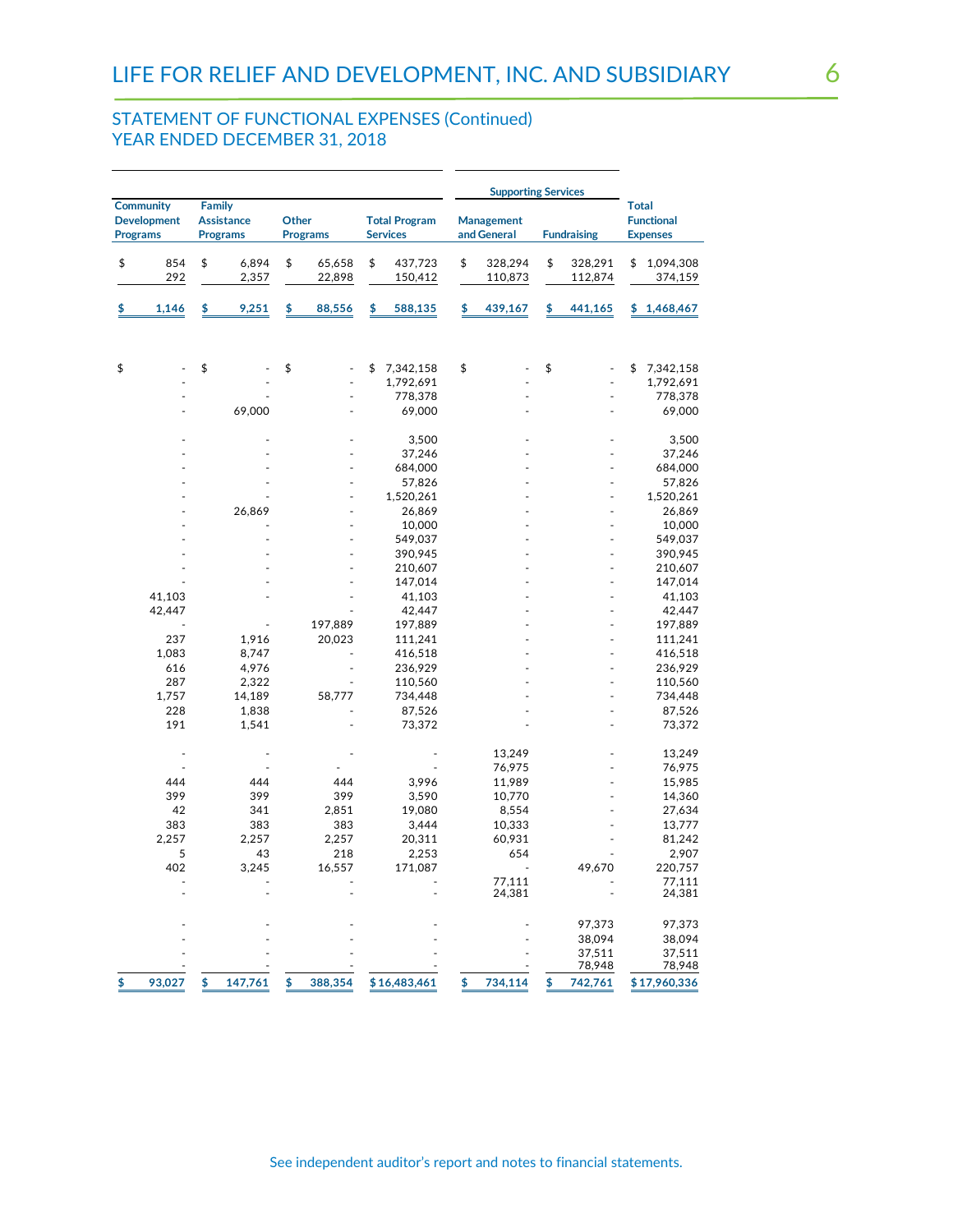## STATEMENT OF FUNCTIONAL EXPENSES (Continued)
## YEAR ENDED DECEMBER 31, 2018

| Community Development Programs | Family Assistance Programs | Other Programs | Total Program Services | Management and General | Fundraising | Total Functional Expenses |
|---|---|---|---|---|---|---|
| | | | | Supporting Services | | |
| $ 854 | $ 6,894 | $ 65,658 | $ 437,723 | $ 328,294 | $ 328,291 | $ 1,094,308 |
| 292 | 2,357 | 22,898 | 150,412 | 110,873 | 112,874 | 374,159 |
| $ 1,146 | $ 9,251 | $ 88,556 | $ 588,135 | $ 439,167 | $ 441,165 | $ 1,468,467 |
| | | | | | | |
| $ - | $ - | $ - | $ 7,342,158 | $ - | $ - | $ 7,342,158 |
| - | - | - | 1,792,691 | - | - | 1,792,691 |
| - | - | - | 778,378 | - | - | 778,378 |
| - | 69,000 | - | 69,000 | - | - | 69,000 |
| - | - | - | 3,500 | - | - | 3,500 |
| - | - | - | 37,246 | - | - | 37,246 |
| - | - | - | 684,000 | - | - | 684,000 |
| - | - | - | 57,826 | - | - | 57,826 |
| - | - | - | 1,520,261 | - | - | 1,520,261 |
| - | 26,869 | - | 26,869 | - | - | 26,869 |
| - | - | - | 10,000 | - | - | 10,000 |
| - | - | - | 549,037 | - | - | 549,037 |
| - | - | - | 390,945 | - | - | 390,945 |
| - | - | - | 210,607 | - | - | 210,607 |
| - | - | - | 147,014 | - | - | 147,014 |
| 41,103 | - | - | 41,103 | - | - | 41,103 |
| 42,447 | | - | 42,447 | - | - | 42,447 |
| - | - | 197,889 | 197,889 | - | - | 197,889 |
| 237 | 1,916 | 20,023 | 111,241 | - | - | 111,241 |
| 1,083 | 8,747 | - | 416,518 | - | - | 416,518 |
| 616 | 4,976 | - | 236,929 | - | - | 236,929 |
| 287 | 2,322 | - | 110,560 | - | - | 110,560 |
| 1,757 | 14,189 | 58,777 | 734,448 | - | - | 734,448 |
| 228 | 1,838 | - | 87,526 | - | - | 87,526 |
| 191 | 1,541 | - | 73,372 | - | - | 73,372 |
| - | - | - | - | 13,249 | - | 13,249 |
| - | - | - | - | 76,975 | - | 76,975 |
| 444 | 444 | 444 | 3,996 | 11,989 | - | 15,985 |
| 399 | 399 | 399 | 3,590 | 10,770 | - | 14,360 |
| 42 | 341 | 2,851 | 19,080 | 8,554 | - | 27,634 |
| 383 | 383 | 383 | 3,444 | 10,333 | - | 13,777 |
| 2,257 | 2,257 | 2,257 | 20,311 | 60,931 | - | 81,242 |
| 5 | 43 | 218 | 2,253 | 654 | - | 2,907 |
| 402 | 3,245 | 16,557 | 171,087 | - | 49,670 | 220,757 |
| - | - | - | - | 77,111 | - | 77,111 |
| - | - | - | - | 24,381 | - | 24,381 |
| - | - | - | - | - | 97,373 | 97,373 |
| - | - | - | - | - | 38,094 | 38,094 |
| - | - | - | - | - | 37,511 | 37,511 |
| - | - | - | - | - | 78,948 | 78,948 |
| $ 93,027 | $ 147,761 | $ 388,354 | $ 16,483,461 | $ 734,114 | $ 742,761 | $ 17,960,336 |

See independent auditor's report and notes to financial statements.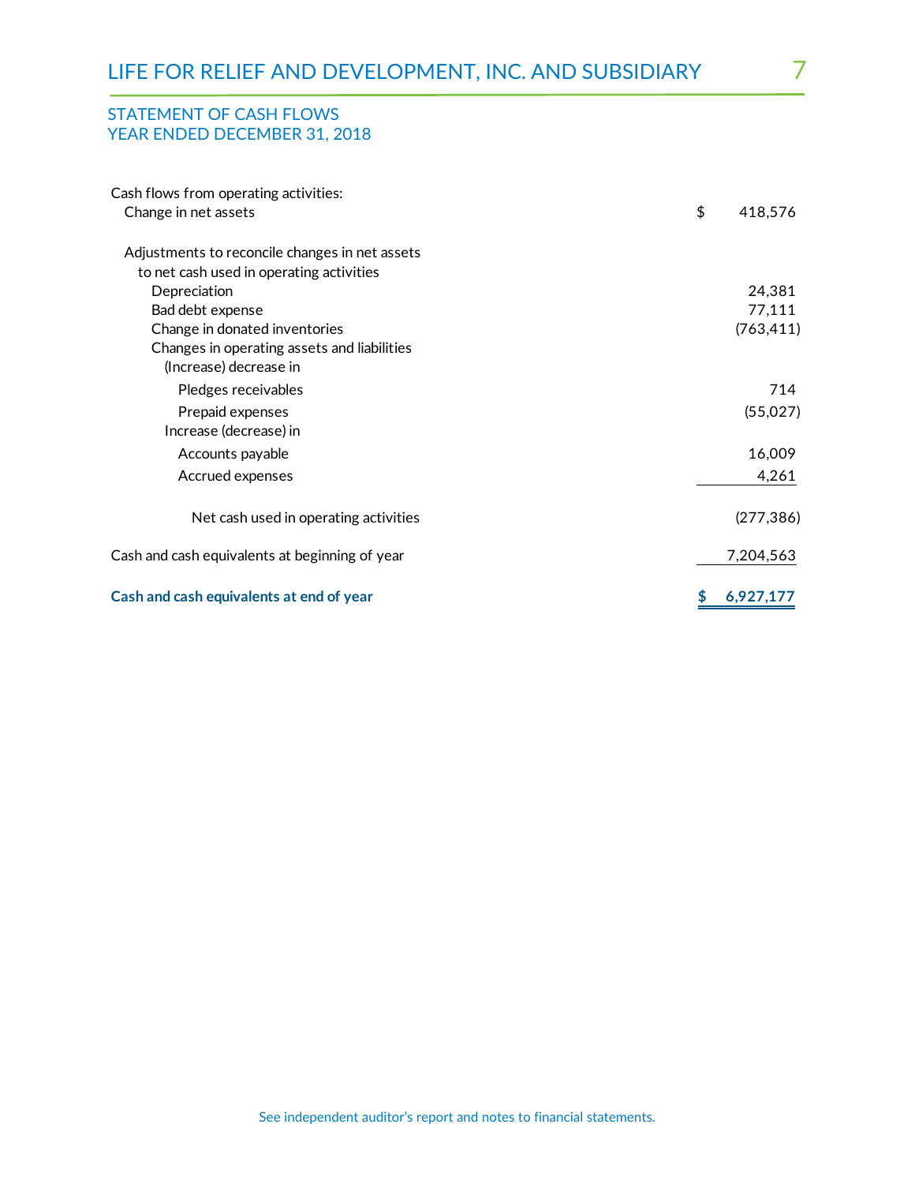## LIFE FOR RELIEF AND DEVELOPMENT, INC. AND SUBSIDIARY

### STATEMENT OF CASH FLOWS
### YEAR ENDED DECEMBER 31, 2018

| | |
|---|---|
| Cash flows from operating activities: | |
| Change in net assets | $ 418,576 |
| Adjustments to reconcile changes in net assets to net cash used in operating activities | |
| Depreciation | 24,381 |
| Bad debt expense | 77,111 |
| Change in donated inventories | (763,411) |
| Changes in operating assets and liabilities | |
| (Increase) decrease in | |
| Pledges receivables | 714 |
| Prepaid expenses | (55,027) |
| Increase (decrease) in | |
| Accounts payable | 16,009 |
| Accrued expenses | 4,261 |
| Net cash used in operating activities | (277,386) |
| Cash and cash equivalents at beginning of year | 7,204,563 |
| **Cash and cash equivalents at end of year** | **$ 6,927,177** |

See independent auditor's report and notes to financial statements.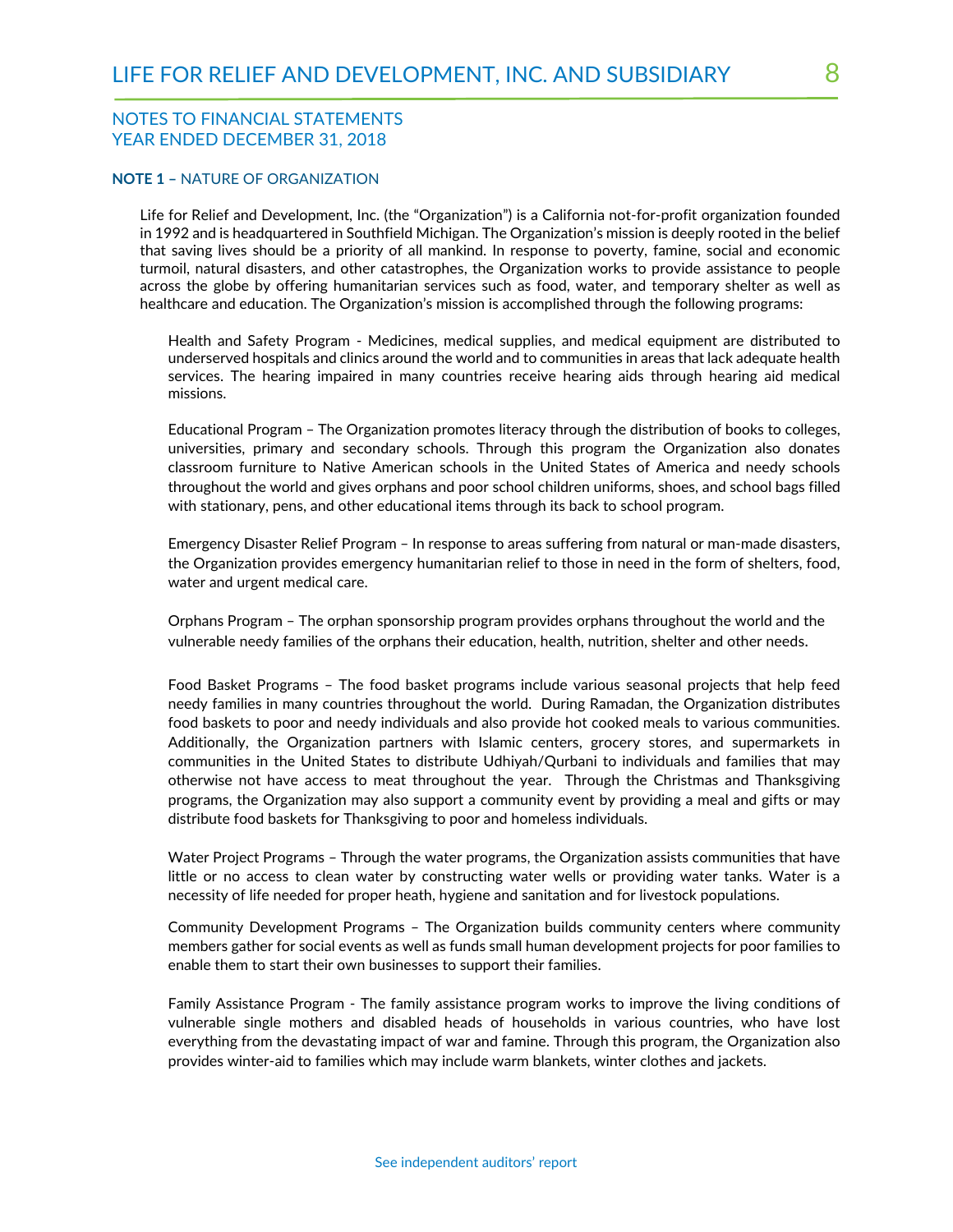## NOTES TO FINANCIAL STATEMENTS
## YEAR ENDED DECEMBER 31, 2018

### NOTE 1 – NATURE OF ORGANIZATION

Life for Relief and Development, Inc. (the "Organization") is a California not-for-profit organization founded in 1992 and is headquartered in Southfield Michigan. The Organization's mission is deeply rooted in the belief that saving lives should be a priority of all mankind. In response to poverty, famine, social and economic turmoil, natural disasters, and other catastrophes, the Organization works to provide assistance to people across the globe by offering humanitarian services such as food, water, and temporary shelter as well as healthcare and education. The Organization's mission is accomplished through the following programs:

Health and Safety Program - Medicines, medical supplies, and medical equipment are distributed to underserved hospitals and clinics around the world and to communities in areas that lack adequate health services. The hearing impaired in many countries receive hearing aids through hearing aid medical missions.

Educational Program – The Organization promotes literacy through the distribution of books to colleges, universities, primary and secondary schools. Through this program the Organization also donates classroom furniture to Native American schools in the United States of America and needy schools throughout the world and gives orphans and poor school children uniforms, shoes, and school bags filled with stationary, pens, and other educational items through its back to school program.

Emergency Disaster Relief Program – In response to areas suffering from natural or man-made disasters, the Organization provides emergency humanitarian relief to those in need in the form of shelters, food, water and urgent medical care.

Orphans Program – The orphan sponsorship program provides orphans throughout the world and the vulnerable needy families of the orphans their education, health, nutrition, shelter and other needs.

Food Basket Programs – The food basket programs include various seasonal projects that help feed needy families in many countries throughout the world. During Ramadan, the Organization distributes food baskets to poor and needy individuals and also provide hot cooked meals to various communities. Additionally, the Organization partners with Islamic centers, grocery stores, and supermarkets in communities in the United States to distribute Udhiyah/Qurbani to individuals and families that may otherwise not have access to meat throughout the year. Through the Christmas and Thanksgiving programs, the Organization may also support a community event by providing a meal and gifts or may distribute food baskets for Thanksgiving to poor and homeless individuals.

Water Project Programs – Through the water programs, the Organization assists communities that have little or no access to clean water by constructing water wells or providing water tanks. Water is a necessity of life needed for proper heath, hygiene and sanitation and for livestock populations.

Community Development Programs – The Organization builds community centers where community members gather for social events as well as funds small human development projects for poor families to enable them to start their own businesses to support their families.

Family Assistance Program - The family assistance program works to improve the living conditions of vulnerable single mothers and disabled heads of households in various countries, who have lost everything from the devastating impact of war and famine. Through this program, the Organization also provides winter-aid to families which may include warm blankets, winter clothes and jackets.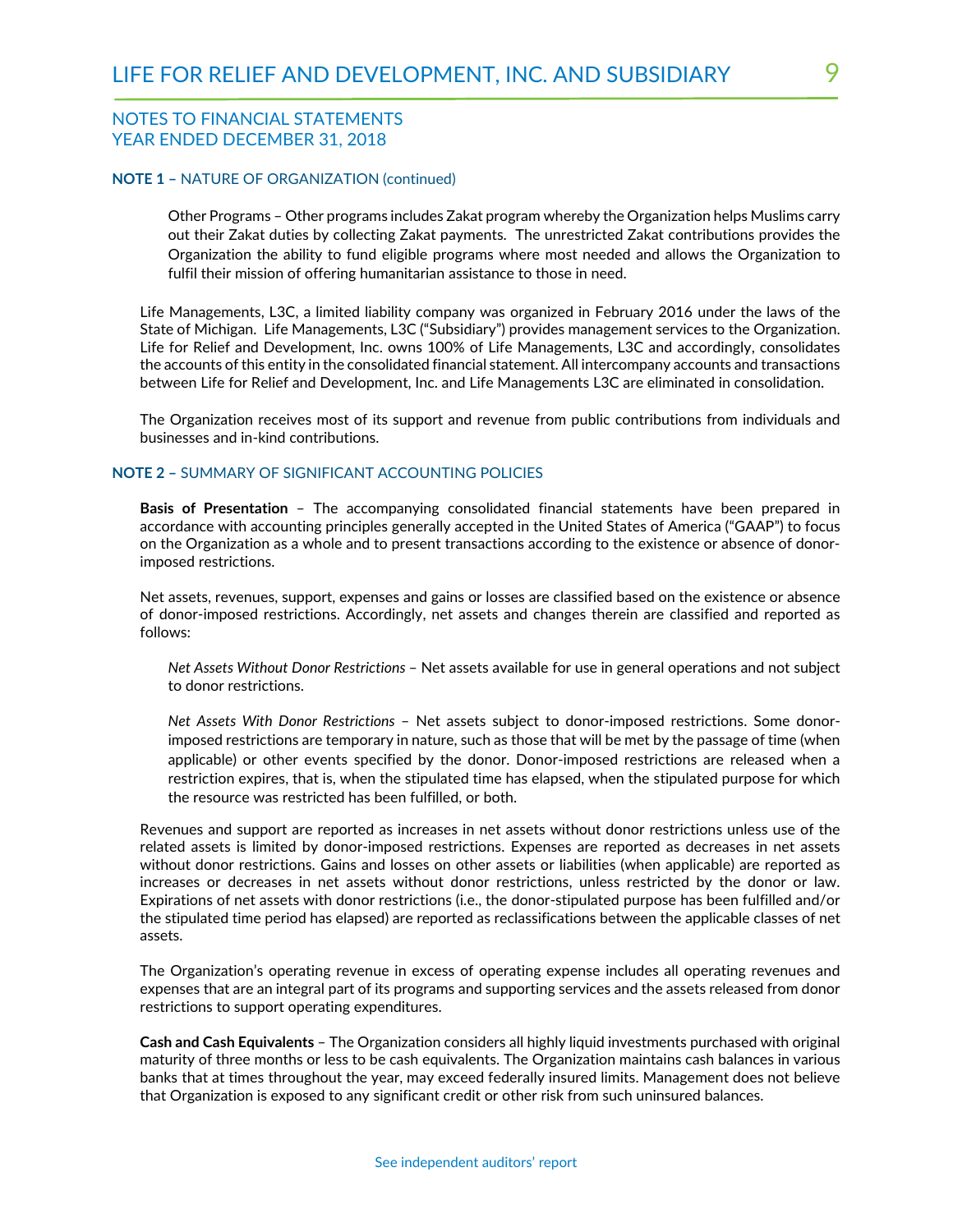NOTES TO FINANCIAL STATEMENTS
YEAR ENDED DECEMBER 31, 2018

**NOTE 1 –** NATURE OF ORGANIZATION (continued)

Other Programs – Other programs includes Zakat program whereby the Organization helps Muslims carry out their Zakat duties by collecting Zakat payments. The unrestricted Zakat contributions provides the Organization the ability to fund eligible programs where most needed and allows the Organization to fulfil their mission of offering humanitarian assistance to those in need.

Life Managements, L3C, a limited liability company was organized in February 2016 under the laws of the State of Michigan. Life Managements, L3C ("Subsidiary") provides management services to the Organization. Life for Relief and Development, Inc. owns 100% of Life Managements, L3C and accordingly, consolidates the accounts of this entity in the consolidated financial statement. All intercompany accounts and transactions between Life for Relief and Development, Inc. and Life Managements L3C are eliminated in consolidation.

The Organization receives most of its support and revenue from public contributions from individuals and businesses and in-kind contributions.

**NOTE 2 –** SUMMARY OF SIGNIFICANT ACCOUNTING POLICIES

**Basis of Presentation** – The accompanying consolidated financial statements have been prepared in accordance with accounting principles generally accepted in the United States of America ("GAAP") to focus on the Organization as a whole and to present transactions according to the existence or absence of donor-imposed restrictions.

Net assets, revenues, support, expenses and gains or losses are classified based on the existence or absence of donor-imposed restrictions. Accordingly, net assets and changes therein are classified and reported as follows:

*Net Assets Without Donor Restrictions* – Net assets available for use in general operations and not subject to donor restrictions.

*Net Assets With Donor Restrictions* – Net assets subject to donor-imposed restrictions. Some donor-imposed restrictions are temporary in nature, such as those that will be met by the passage of time (when applicable) or other events specified by the donor. Donor-imposed restrictions are released when a restriction expires, that is, when the stipulated time has elapsed, when the stipulated purpose for which the resource was restricted has been fulfilled, or both.

Revenues and support are reported as increases in net assets without donor restrictions unless use of the related assets is limited by donor-imposed restrictions. Expenses are reported as decreases in net assets without donor restrictions. Gains and losses on other assets or liabilities (when applicable) are reported as increases or decreases in net assets without donor restrictions, unless restricted by the donor or law. Expirations of net assets with donor restrictions (i.e., the donor-stipulated purpose has been fulfilled and/or the stipulated time period has elapsed) are reported as reclassifications between the applicable classes of net assets.

The Organization's operating revenue in excess of operating expense includes all operating revenues and expenses that are an integral part of its programs and supporting services and the assets released from donor restrictions to support operating expenditures.

**Cash and Cash Equivalents** – The Organization considers all highly liquid investments purchased with original maturity of three months or less to be cash equivalents. The Organization maintains cash balances in various banks that at times throughout the year, may exceed federally insured limits. Management does not believe that Organization is exposed to any significant credit or other risk from such uninsured balances.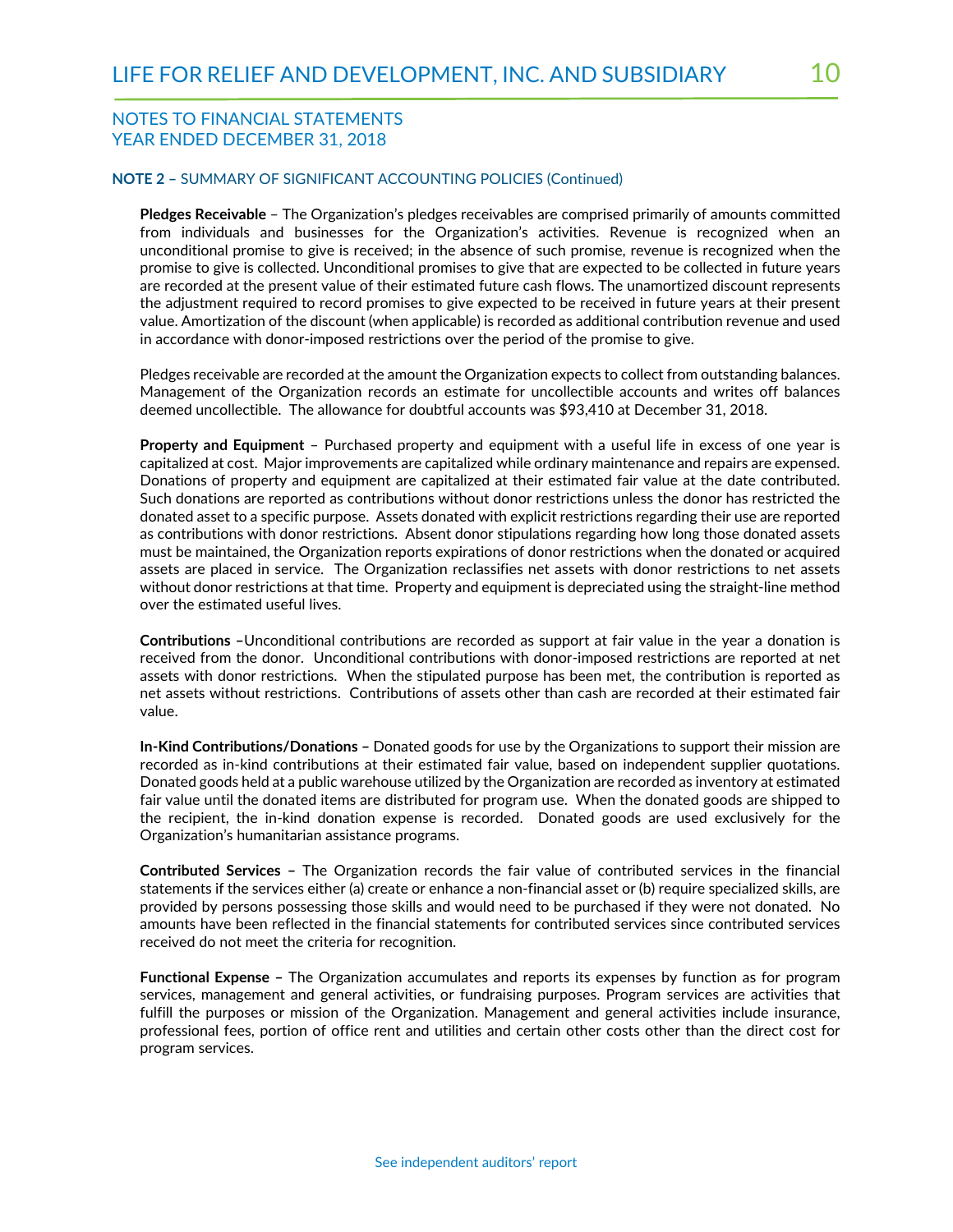NOTES TO FINANCIAL STATEMENTS
YEAR ENDED DECEMBER 31, 2018

**NOTE 2 –** SUMMARY OF SIGNIFICANT ACCOUNTING POLICIES (Continued)

**Pledges Receivable** – The Organization's pledges receivables are comprised primarily of amounts committed from individuals and businesses for the Organization's activities. Revenue is recognized when an unconditional promise to give is received; in the absence of such promise, revenue is recognized when the promise to give is collected. Unconditional promises to give that are expected to be collected in future years are recorded at the present value of their estimated future cash flows. The unamortized discount represents the adjustment required to record promises to give expected to be received in future years at their present value. Amortization of the discount (when applicable) is recorded as additional contribution revenue and used in accordance with donor-imposed restrictions over the period of the promise to give.

Pledges receivable are recorded at the amount the Organization expects to collect from outstanding balances. Management of the Organization records an estimate for uncollectible accounts and writes off balances deemed uncollectible. The allowance for doubtful accounts was $93,410 at December 31, 2018.

**Property and Equipment** – Purchased property and equipment with a useful life in excess of one year is capitalized at cost. Major improvements are capitalized while ordinary maintenance and repairs are expensed. Donations of property and equipment are capitalized at their estimated fair value at the date contributed. Such donations are reported as contributions without donor restrictions unless the donor has restricted the donated asset to a specific purpose. Assets donated with explicit restrictions regarding their use are reported as contributions with donor restrictions. Absent donor stipulations regarding how long those donated assets must be maintained, the Organization reports expirations of donor restrictions when the donated or acquired assets are placed in service. The Organization reclassifies net assets with donor restrictions to net assets without donor restrictions at that time. Property and equipment is depreciated using the straight-line method over the estimated useful lives.

**Contributions –**Unconditional contributions are recorded as support at fair value in the year a donation is received from the donor. Unconditional contributions with donor-imposed restrictions are reported at net assets with donor restrictions. When the stipulated purpose has been met, the contribution is reported as net assets without restrictions. Contributions of assets other than cash are recorded at their estimated fair value.

**In-Kind Contributions/Donations –** Donated goods for use by the Organizations to support their mission are recorded as in-kind contributions at their estimated fair value, based on independent supplier quotations. Donated goods held at a public warehouse utilized by the Organization are recorded as inventory at estimated fair value until the donated items are distributed for program use. When the donated goods are shipped to the recipient, the in-kind donation expense is recorded. Donated goods are used exclusively for the Organization's humanitarian assistance programs.

**Contributed Services –** The Organization records the fair value of contributed services in the financial statements if the services either (a) create or enhance a non-financial asset or (b) require specialized skills, are provided by persons possessing those skills and would need to be purchased if they were not donated. No amounts have been reflected in the financial statements for contributed services since contributed services received do not meet the criteria for recognition.

**Functional Expense –** The Organization accumulates and reports its expenses by function as for program services, management and general activities, or fundraising purposes. Program services are activities that fulfill the purposes or mission of the Organization. Management and general activities include insurance, professional fees, portion of office rent and utilities and certain other costs other than the direct cost for program services.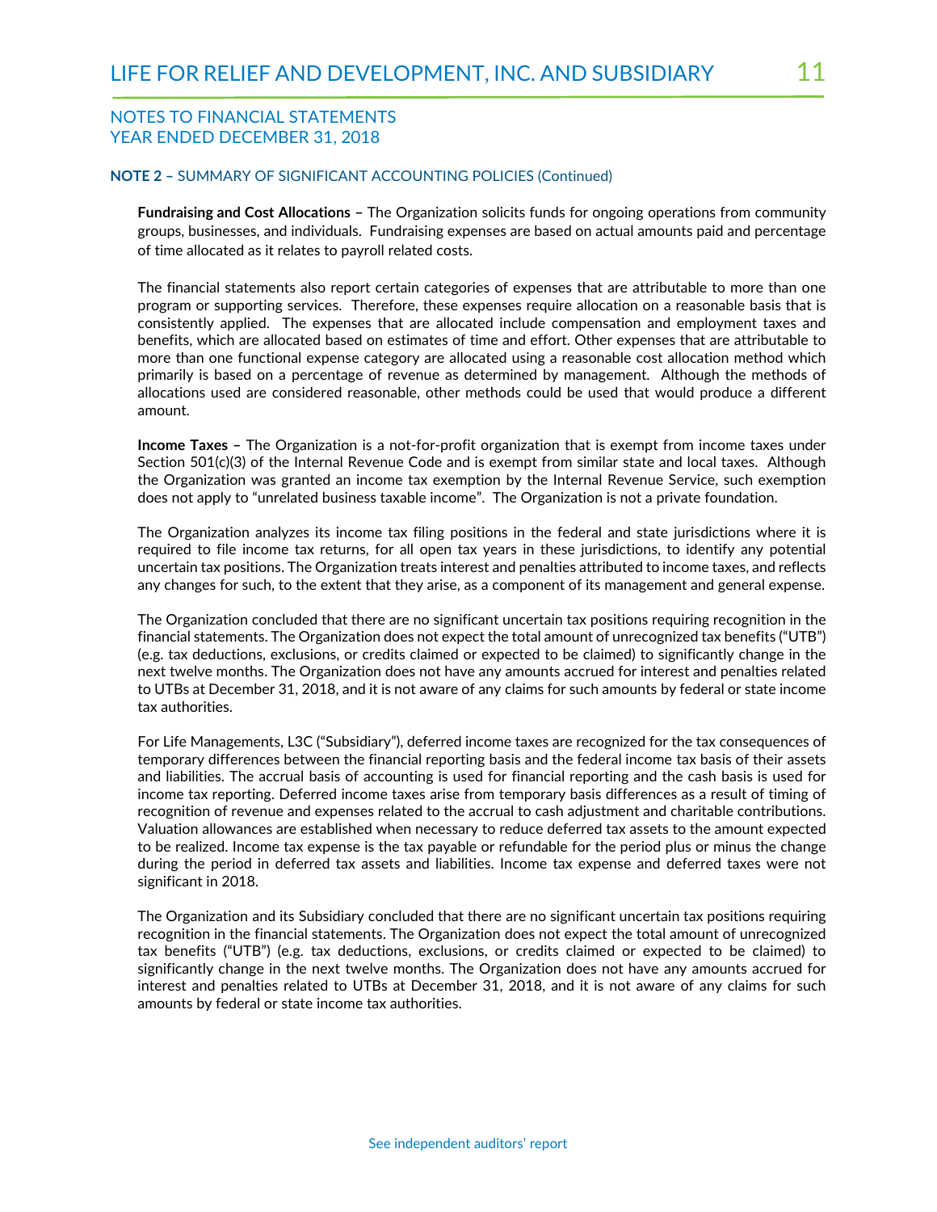NOTES TO FINANCIAL STATEMENTS
YEAR ENDED DECEMBER 31, 2018

**NOTE 2 –** SUMMARY OF SIGNIFICANT ACCOUNTING POLICIES (Continued)

**Fundraising and Cost Allocations –** The Organization solicits funds for ongoing operations from community groups, businesses, and individuals. Fundraising expenses are based on actual amounts paid and percentage of time allocated as it relates to payroll related costs.

The financial statements also report certain categories of expenses that are attributable to more than one program or supporting services. Therefore, these expenses require allocation on a reasonable basis that is consistently applied. The expenses that are allocated include compensation and employment taxes and benefits, which are allocated based on estimates of time and effort. Other expenses that are attributable to more than one functional expense category are allocated using a reasonable cost allocation method which primarily is based on a percentage of revenue as determined by management. Although the methods of allocations used are considered reasonable, other methods could be used that would produce a different amount.

**Income Taxes –** The Organization is a not-for-profit organization that is exempt from income taxes under Section 501(c)(3) of the Internal Revenue Code and is exempt from similar state and local taxes. Although the Organization was granted an income tax exemption by the Internal Revenue Service, such exemption does not apply to "unrelated business taxable income". The Organization is not a private foundation.

The Organization analyzes its income tax filing positions in the federal and state jurisdictions where it is required to file income tax returns, for all open tax years in these jurisdictions, to identify any potential uncertain tax positions. The Organization treats interest and penalties attributed to income taxes, and reflects any changes for such, to the extent that they arise, as a component of its management and general expense.

The Organization concluded that there are no significant uncertain tax positions requiring recognition in the financial statements. The Organization does not expect the total amount of unrecognized tax benefits ("UTB") (e.g. tax deductions, exclusions, or credits claimed or expected to be claimed) to significantly change in the next twelve months. The Organization does not have any amounts accrued for interest and penalties related to UTBs at December 31, 2018, and it is not aware of any claims for such amounts by federal or state income tax authorities.

For Life Managements, L3C ("Subsidiary"), deferred income taxes are recognized for the tax consequences of temporary differences between the financial reporting basis and the federal income tax basis of their assets and liabilities. The accrual basis of accounting is used for financial reporting and the cash basis is used for income tax reporting. Deferred income taxes arise from temporary basis differences as a result of timing of recognition of revenue and expenses related to the accrual to cash adjustment and charitable contributions. Valuation allowances are established when necessary to reduce deferred tax assets to the amount expected to be realized. Income tax expense is the tax payable or refundable for the period plus or minus the change during the period in deferred tax assets and liabilities. Income tax expense and deferred taxes were not significant in 2018.

The Organization and its Subsidiary concluded that there are no significant uncertain tax positions requiring recognition in the financial statements. The Organization does not expect the total amount of unrecognized tax benefits ("UTB") (e.g. tax deductions, exclusions, or credits claimed or expected to be claimed) to significantly change in the next twelve months. The Organization does not have any amounts accrued for interest and penalties related to UTBs at December 31, 2018, and it is not aware of any claims for such amounts by federal or state income tax authorities.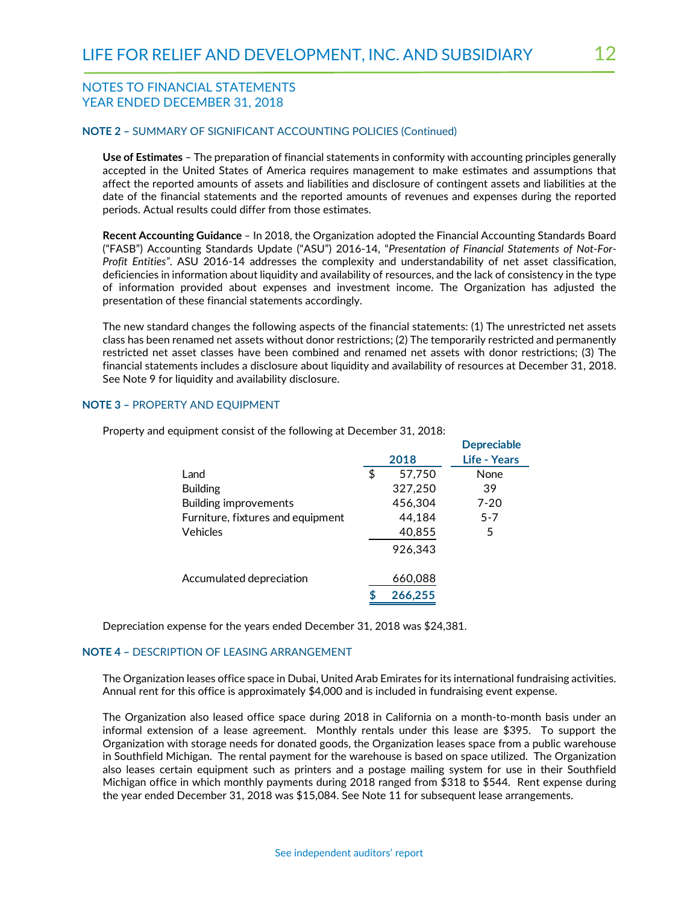## NOTES TO FINANCIAL STATEMENTS
## YEAR ENDED DECEMBER 31, 2018

### NOTE 2 – SUMMARY OF SIGNIFICANT ACCOUNTING POLICIES (Continued)

**Use of Estimates** – The preparation of financial statements in conformity with accounting principles generally accepted in the United States of America requires management to make estimates and assumptions that affect the reported amounts of assets and liabilities and disclosure of contingent assets and liabilities at the date of the financial statements and the reported amounts of revenues and expenses during the reported periods. Actual results could differ from those estimates.

**Recent Accounting Guidance** – In 2018, the Organization adopted the Financial Accounting Standards Board ("FASB") Accounting Standards Update ("ASU") 2016-14, "*Presentation of Financial Statements of Not-For-Profit Entities*". ASU 2016-14 addresses the complexity and understandability of net asset classification, deficiencies in information about liquidity and availability of resources, and the lack of consistency in the type of information provided about expenses and investment income. The Organization has adjusted the presentation of these financial statements accordingly.

The new standard changes the following aspects of the financial statements: (1) The unrestricted net assets class has been renamed net assets without donor restrictions; (2) The temporarily restricted and permanently restricted net asset classes have been combined and renamed net assets with donor restrictions; (3) The financial statements includes a disclosure about liquidity and availability of resources at December 31, 2018. See Note 9 for liquidity and availability disclosure.

### NOTE 3 – PROPERTY AND EQUIPMENT

Property and equipment consist of the following at December 31, 2018:

| | 2018 | Depreciable Life - Years |
|---|---|---|
| Land | $ 57,750 | None |
| Building | 327,250 | 39 |
| Building improvements | 456,304 | 7-20 |
| Furniture, fixtures and equipment | 44,184 | 5-7 |
| Vehicles | 40,855 | 5 |
| | 926,343 | |
| Accumulated depreciation | 660,088 | |
| | **$ 266,255** | |

Depreciation expense for the years ended December 31, 2018 was $24,381.

### NOTE 4 – DESCRIPTION OF LEASING ARRANGEMENT

The Organization leases office space in Dubai, United Arab Emirates for its international fundraising activities. Annual rent for this office is approximately $4,000 and is included in fundraising event expense.

The Organization also leased office space during 2018 in California on a month-to-month basis under an informal extension of a lease agreement. Monthly rentals under this lease are $395. To support the Organization with storage needs for donated goods, the Organization leases space from a public warehouse in Southfield Michigan. The rental payment for the warehouse is based on space utilized. The Organization also leases certain equipment such as printers and a postage mailing system for use in their Southfield Michigan office in which monthly payments during 2018 ranged from $318 to $544. Rent expense during the year ended December 31, 2018 was $15,084. See Note 11 for subsequent lease arrangements.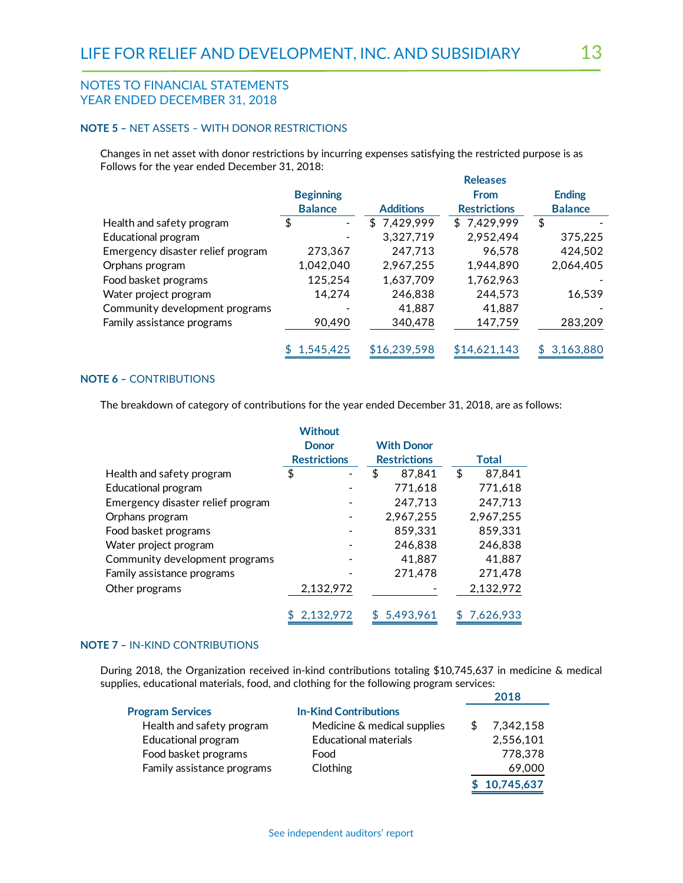## NOTES TO FINANCIAL STATEMENTS
## YEAR ENDED DECEMBER 31, 2018

### NOTE 5 – NET ASSETS – WITH DONOR RESTRICTIONS

Changes in net asset with donor restrictions by incurring expenses satisfying the restricted purpose is as Follows for the year ended December 31, 2018:

| | Beginning Balance | Additions | Releases From Restrictions | Ending Balance |
|---|---|---|---|---|
| Health and safety program | $ - | $ 7,429,999 | $ 7,429,999 | $ - |
| Educational program | - | 3,327,719 | 2,952,494 | 375,225 |
| Emergency disaster relief program | 273,367 | 247,713 | 96,578 | 424,502 |
| Orphans program | 1,042,040 | 2,967,255 | 1,944,890 | 2,064,405 |
| Food basket programs | 125,254 | 1,637,709 | 1,762,963 | - |
| Water project program | 14,274 | 246,838 | 244,573 | 16,539 |
| Community development programs | - | 41,887 | 41,887 | - |
| Family assistance programs | 90,490 | 340,478 | 147,759 | 283,209 |
| | $ 1,545,425 | $16,239,598 | $14,621,143 | $ 3,163,880 |

### NOTE 6 – CONTRIBUTIONS

The breakdown of category of contributions for the year ended December 31, 2018, are as follows:

| | Without Donor Restrictions | With Donor Restrictions | Total |
|---|---|---|---|
| Health and safety program | $ - | $ 87,841 | $ 87,841 |
| Educational program | - | 771,618 | 771,618 |
| Emergency disaster relief program | - | 247,713 | 247,713 |
| Orphans program | - | 2,967,255 | 2,967,255 |
| Food basket programs | - | 859,331 | 859,331 |
| Water project program | - | 246,838 | 246,838 |
| Community development programs | - | 41,887 | 41,887 |
| Family assistance programs | - | 271,478 | 271,478 |
| Other programs | 2,132,972 | - | 2,132,972 |
| | $ 2,132,972 | $ 5,493,961 | $ 7,626,933 |

### NOTE 7 – IN-KIND CONTRIBUTIONS

During 2018, the Organization received in-kind contributions totaling $10,745,637 in medicine & medical supplies, educational materials, food, and clothing for the following program services:

| Program Services | In-Kind Contributions | 2018 |
|---|---|---|
| Health and safety program | Medicine & medical supplies | $ 7,342,158 |
| Educational program | Educational materials | 2,556,101 |
| Food basket programs | Food | 778,378 |
| Family assistance programs | Clothing | 69,000 |
| | | **$ 10,745,637** |

See independent auditors' report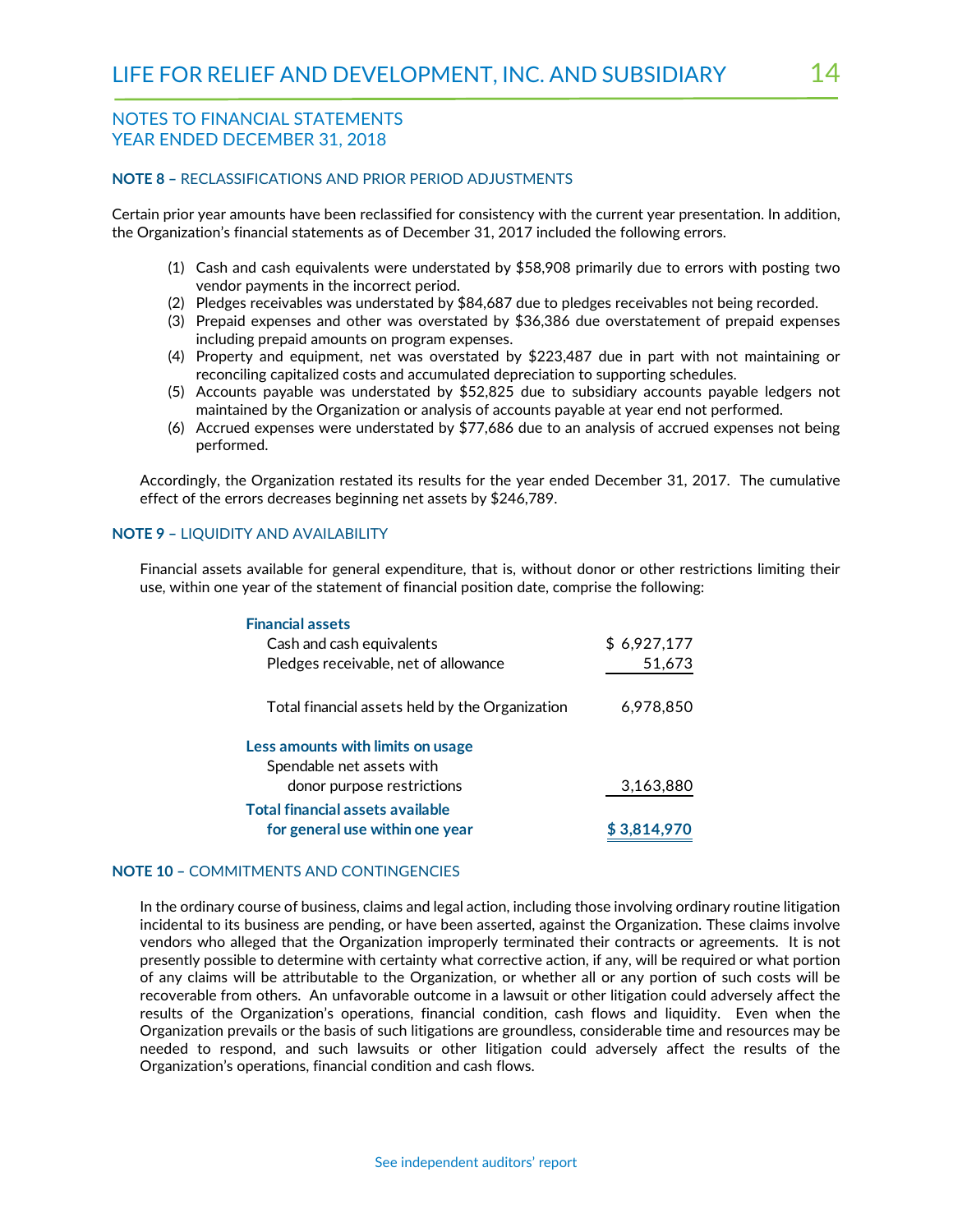## NOTES TO FINANCIAL STATEMENTS
## YEAR ENDED DECEMBER 31, 2018

### NOTE 8 – RECLASSIFICATIONS AND PRIOR PERIOD ADJUSTMENTS

Certain prior year amounts have been reclassified for consistency with the current year presentation. In addition, the Organization's financial statements as of December 31, 2017 included the following errors.

1. Cash and cash equivalents were understated by $58,908 primarily due to errors with posting two vendor payments in the incorrect period.
2. Pledges receivables was understated by $84,687 due to pledges receivables not being recorded.
3. Prepaid expenses and other was overstated by $36,386 due overstatement of prepaid expenses including prepaid amounts on program expenses.
4. Property and equipment, net was overstated by $223,487 due in part with not maintaining or reconciling capitalized costs and accumulated depreciation to supporting schedules.
5. Accounts payable was understated by $52,825 due to subsidiary accounts payable ledgers not maintained by the Organization or analysis of accounts payable at year end not performed.
6. Accrued expenses were understated by $77,686 due to an analysis of accrued expenses not being performed.

Accordingly, the Organization restated its results for the year ended December 31, 2017. The cumulative effect of the errors decreases beginning net assets by $246,789.

### NOTE 9 – LIQUIDITY AND AVAILABILITY

Financial assets available for general expenditure, that is, without donor or other restrictions limiting their use, within one year of the statement of financial position date, comprise the following:

| | |
|---|---|
| **Financial assets** | |
| Cash and cash equivalents | $ 6,927,177 |
| Pledges receivable, net of allowance | 51,673 |
| Total financial assets held by the Organization | 6,978,850 |
| **Less amounts with limits on usage** | |
| Spendable net assets with donor purpose restrictions | 3,163,880 |
| **Total financial assets available for general use within one year** | **$ 3,814,970** |

### NOTE 10 – COMMITMENTS AND CONTINGENCIES

In the ordinary course of business, claims and legal action, including those involving ordinary routine litigation incidental to its business are pending, or have been asserted, against the Organization. These claims involve vendors who alleged that the Organization improperly terminated their contracts or agreements. It is not presently possible to determine with certainty what corrective action, if any, will be required or what portion of any claims will be attributable to the Organization, or whether all or any portion of such costs will be recoverable from others. An unfavorable outcome in a lawsuit or other litigation could adversely affect the results of the Organization's operations, financial condition, cash flows and liquidity. Even when the Organization prevails or the basis of such litigations are groundless, considerable time and resources may be needed to respond, and such lawsuits or other litigation could adversely affect the results of the Organization's operations, financial condition and cash flows.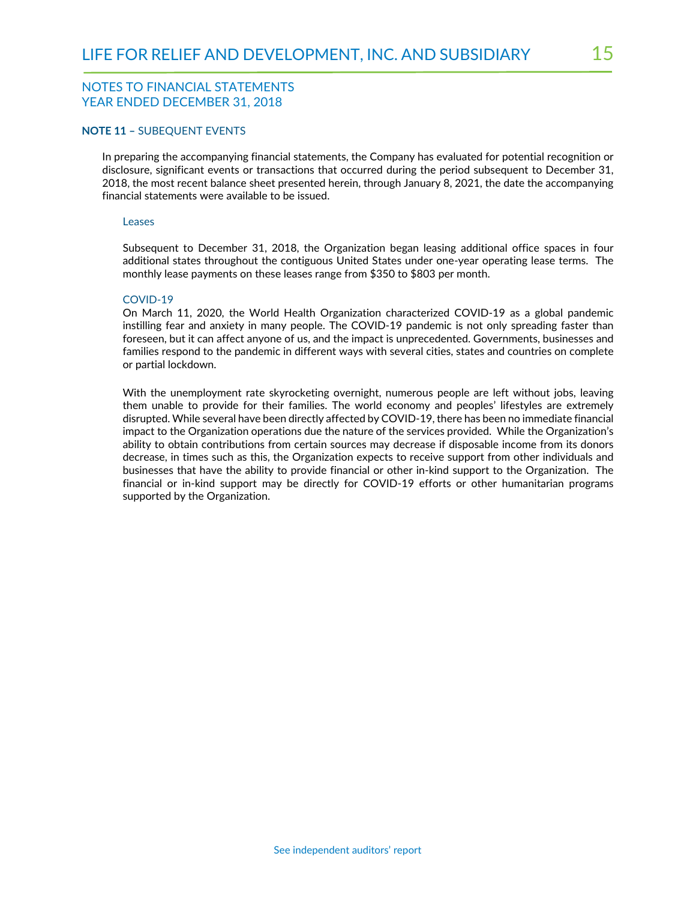NOTES TO FINANCIAL STATEMENTS
YEAR ENDED DECEMBER 31, 2018

**NOTE 11** – SUBEQUENT EVENTS

In preparing the accompanying financial statements, the Company has evaluated for potential recognition or disclosure, significant events or transactions that occurred during the period subsequent to December 31, 2018, the most recent balance sheet presented herein, through January 8, 2021, the date the accompanying financial statements were available to be issued.

Leases

Subsequent to December 31, 2018, the Organization began leasing additional office spaces in four additional states throughout the contiguous United States under one-year operating lease terms. The monthly lease payments on these leases range from $350 to $803 per month.

COVID-19

On March 11, 2020, the World Health Organization characterized COVID-19 as a global pandemic instilling fear and anxiety in many people. The COVID-19 pandemic is not only spreading faster than foreseen, but it can affect anyone of us, and the impact is unprecedented. Governments, businesses and families respond to the pandemic in different ways with several cities, states and countries on complete or partial lockdown.

With the unemployment rate skyrocketing overnight, numerous people are left without jobs, leaving them unable to provide for their families. The world economy and peoples' lifestyles are extremely disrupted. While several have been directly affected by COVID-19, there has been no immediate financial impact to the Organization operations due the nature of the services provided. While the Organization's ability to obtain contributions from certain sources may decrease if disposable income from its donors decrease, in times such as this, the Organization expects to receive support from other individuals and businesses that have the ability to provide financial or other in-kind support to the Organization. The financial or in-kind support may be directly for COVID-19 efforts or other humanitarian programs supported by the Organization.

See independent auditors' report